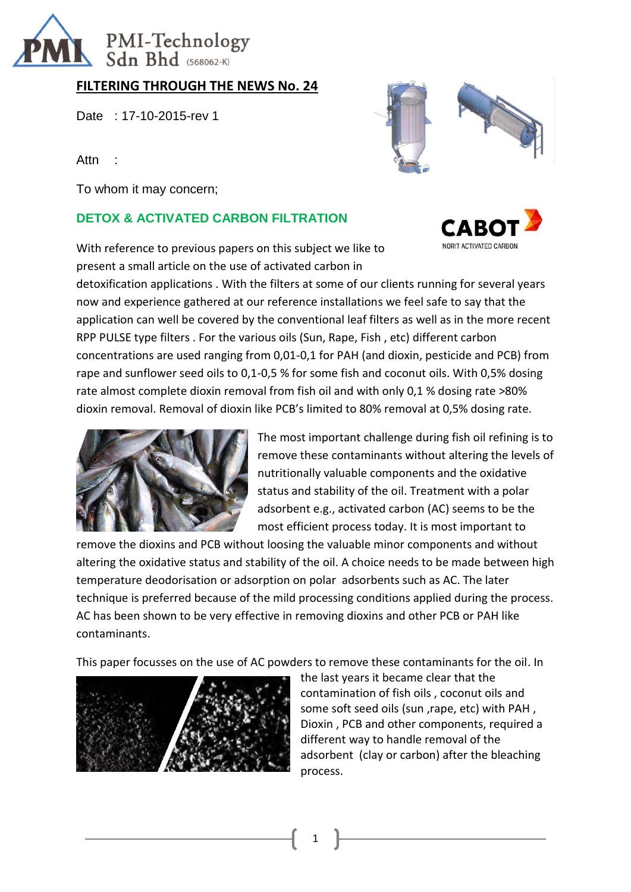PMI-Technology Sdn Bhd (568062-K)

## FILTERING THROUGH THE NEWS No. 24

Date : 17-10-2015-rev 1

Attn :

To whom it may concern;

### DETOX & ACTIVATED CARBON FILTRATION

CABOT
NORIT ACTIVATED CARBON

With reference to previous papers on this subject we like to present a small article on the use of activated carbon in detoxification applications . With the filters at some of our clients running for several years now and experience gathered at our reference installations we feel safe to say that the application can well be covered by the conventional leaf filters as well as in the more recent RPP PULSE type filters . For the various oils (Sun, Rape, Fish , etc) different carbon concentrations are used ranging from 0,01-0,1 for PAH (and dioxin, pesticide and PCB) from rape and sunflower seed oils to 0,1-0,5 % for some fish and coconut oils. With 0,5% dosing rate almost complete dioxin removal from fish oil and with only 0,1 % dosing rate >80% dioxin removal. Removal of dioxin like PCB's limited to 80% removal at 0,5% dosing rate.

The most important challenge during fish oil refining is to remove these contaminants without altering the levels of nutritionally valuable components and the oxidative status and stability of the oil. Treatment with a polar adsorbent e.g., activated carbon (AC) seems to be the most efficient process today. It is most important to remove the dioxins and PCB without loosing the valuable minor components and without altering the oxidative status and stability of the oil. A choice needs to be made between high temperature deodorisation or adsorption on polar adsorbents such as AC. The later technique is preferred because of the mild processing conditions applied during the process. AC has been shown to be very effective in removing dioxins and other PCB or PAH like contaminants.

This paper focusses on the use of AC powders to remove these contaminants for the oil. In the last years it became clear that the contamination of fish oils , coconut oils and some soft seed oils (sun ,rape, etc) with PAH , Dioxin , PCB and other components, required a different way to handle removal of the adsorbent (clay or carbon) after the bleaching process.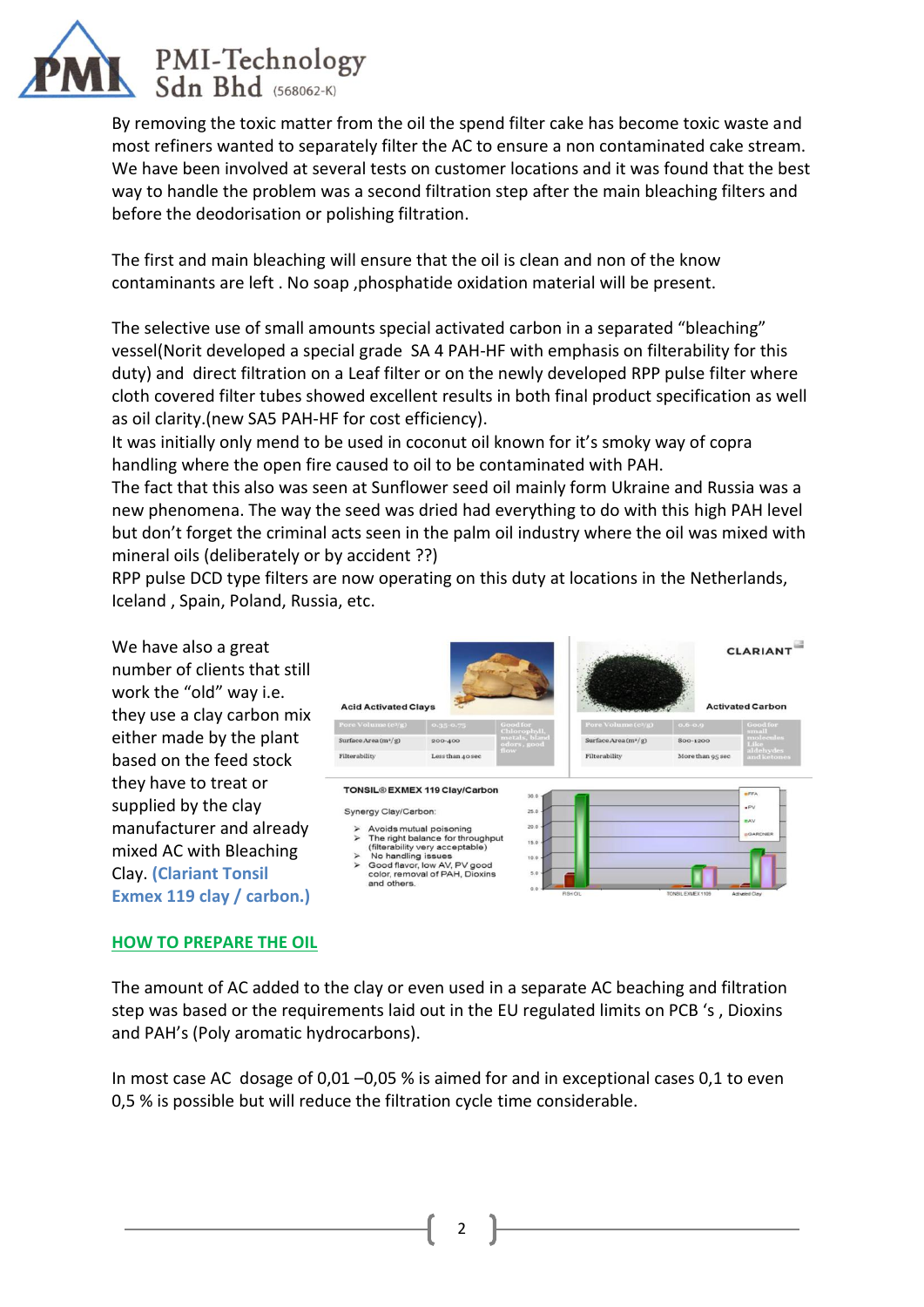By removing the toxic matter from the oil the spend filter cake has become toxic waste and most refiners wanted to separately filter the AC to ensure a non contaminated cake stream. We have been involved at several tests on customer locations and it was found that the best way to handle the problem was a second filtration step after the main bleaching filters and before the deodorisation or polishing filtration.

The first and main bleaching will ensure that the oil is clean and non of the know contaminants are left . No soap ,phosphatide oxidation material will be present.

The selective use of small amounts special activated carbon in a separated "bleaching" vessel(Norit developed a special grade SA 4 PAH-HF with emphasis on filterability for this duty) and direct filtration on a Leaf filter or on the newly developed RPP pulse filter where cloth covered filter tubes showed excellent results in both final product specification as well as oil clarity.(new SA5 PAH-HF for cost efficiency).
It was initially only mend to be used in coconut oil known for it's smoky way of copra handling where the open fire caused to oil to be contaminated with PAH.
The fact that this also was seen at Sunflower seed oil mainly form Ukraine and Russia was a new phenomena. The way the seed was dried had everything to do with this high PAH level but don't forget the criminal acts seen in the palm oil industry where the oil was mixed with mineral oils (deliberately or by accident ??)
RPP pulse DCD type filters are now operating on this duty at locations in the Netherlands, Iceland , Spain, Poland, Russia, etc.

We have also a great number of clients that still work the "old" way i.e. they use a clay carbon mix either made by the plant based on the feed stock they have to treat or supplied by the clay manufacturer and already mixed AC with Bleaching Clay. **(Clariant Tonsil Exmex 119 clay / carbon.)**

CLARIANT

| Acid Activated Clays | | |
|---|---|---|
| Pore Volume (cc/g) | 0.35-0.75 | Good for Chlorophyll, metals, bland odors, good flow |
| Surface Area (m²/g) | 200-400 | |
| Filterability | Less than 40 sec | |

| Activated Carbon | | |
|---|---|---|
| Pore Volume (cc/g) | 0.6-0.9 | Good for small molecules Like aldehydes and ketones |
| Surface Area (m²/g) | 800-1200 | |
| Filterability | More than 95 sec | |

**TONSIL® EXMEX 119 Clay/Carbon**

Synergy Clay/Carbon:

- Avoids mutual poisoning
- The right balance for throughput (filterability very acceptable)
- No handling issues
- Good flavor, low AV, PV good color, removal of PAH, Dioxins and others.

## HOW TO PREPARE THE OIL

The amount of AC added to the clay or even used in a separate AC beaching and filtration step was based or the requirements laid out in the EU regulated limits on PCB 's , Dioxins and PAH's (Poly aromatic hydrocarbons).

In most case AC dosage of 0,01 –0,05 % is aimed for and in exceptional cases 0,1 to even 0,5 % is possible but will reduce the filtration cycle time considerable.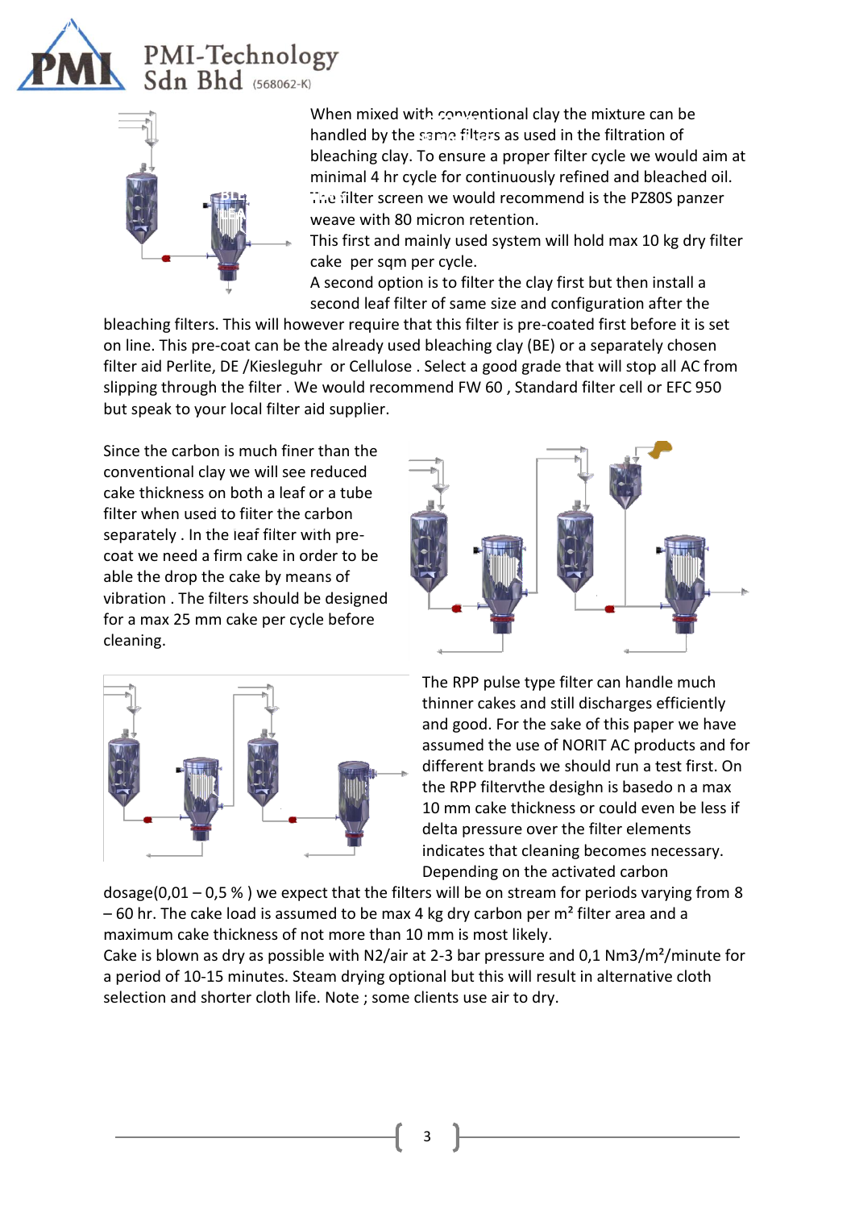When mixed with conventional clay the mixture can be handled by the same filters as used in the filtration of bleaching clay. To ensure a proper filter cycle we would aim at minimal 4 hr cycle for continuously refined and bleached oil. The filter screen we would recommend is the PZ80S panzer weave with 80 micron retention.

This first and mainly used system will hold max 10 kg dry filter cake per sqm per cycle.

A second option is to filter the clay first but then install a second leaf filter of same size and configuration after the bleaching filters. This will however require that this filter is pre-coated first before it is set on line. This pre-coat can be the already used bleaching clay (BE) or a separately chosen filter aid Perlite, DE /Kiesleguhr or Cellulose . Select a good grade that will stop all AC from slipping through the filter . We would recommend FW 60 , Standard filter cell or EFC 950 but speak to your local filter aid supplier.

Since the carbon is much finer than the conventional clay we will see reduced cake thickness on both a leaf or a tube filter when used to filter the carbon separately . In the leaf filter with pre-coat we need a firm cake in order to be able the drop the cake by means of vibration . The filters should be designed for a max 25 mm cake per cycle before cleaning.

The RPP pulse type filter can handle much thinner cakes and still discharges efficiently and good. For the sake of this paper we have assumed the use of NORIT AC products and for different brands we should run a test first. On the RPP filtervthe deisghn is basedo n a max 10 mm cake thickness or could even be less if delta pressure over the filter elements indicates that cleaning becomes necessary. Depending on the activated carbon dosage(0,01 – 0,5 % ) we expect that the filters will be on stream for periods varying from 8 – 60 hr. The cake load is assumed to be max 4 kg dry carbon per m² filter area and a maximum cake thickness of not more than 10 mm is most likely.

Cake is blown as dry as possible with N2/air at 2-3 bar pressure and 0,1 Nm3/m²/minute for a period of 10-15 minutes. Steam drying optional but this will result in alternative cloth selection and shorter cloth life. Note ; some clients use air to dry.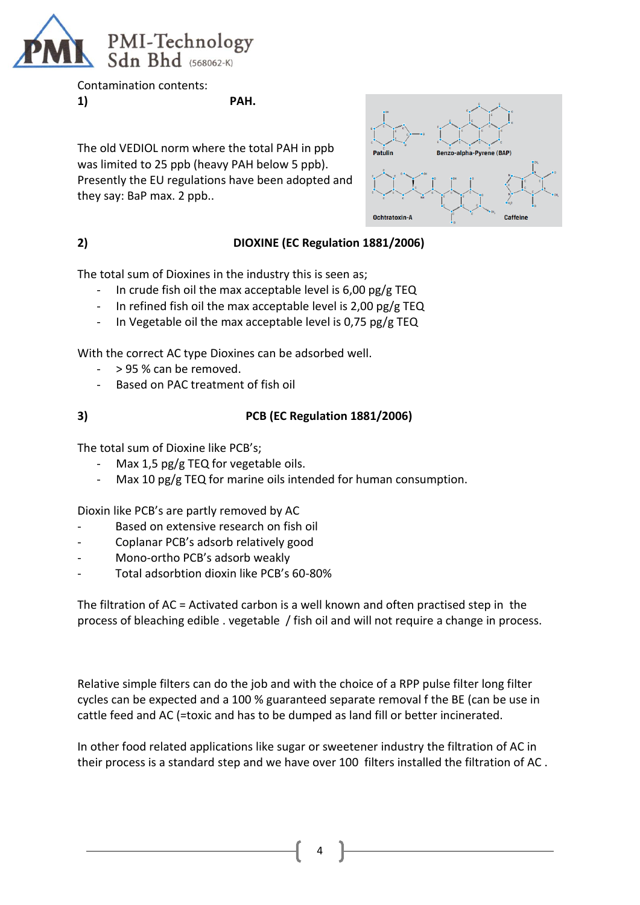Contamination contents:

**1) PAH.**

The old VEDIOL norm where the total PAH in ppb was limited to 25 ppb (heavy PAH below 5 ppb). Presently the EU regulations have been adopted and they say: BaP max. 2 ppb..

**2) DIOXINE (EC Regulation 1881/2006)**

The total sum of Dioxines in the industry this is seen as;

- In crude fish oil the max acceptable level is 6,00 pg/g TEQ
- In refined fish oil the max acceptable level is 2,00 pg/g TEQ
- In Vegetable oil the max acceptable level is 0,75 pg/g TEQ

With the correct AC type Dioxines can be adsorbed well.

- > 95 % can be removed.
- Based on PAC treatment of fish oil

**3) PCB (EC Regulation 1881/2006)**

The total sum of Dioxine like PCB's;

- Max 1,5 pg/g TEQ for vegetable oils.
- Max 10 pg/g TEQ for marine oils intended for human consumption.

Dioxin like PCB's are partly removed by AC

- Based on extensive research on fish oil
- Coplanar PCB's adsorb relatively good
- Mono-ortho PCB's adsorb weakly
- Total adsorbtion dioxin like PCB's 60-80%

The filtration of AC = Activated carbon is a well known and often practised step in the process of bleaching edible . vegetable / fish oil and will not require a change in process.

Relative simple filters can do the job and with the choice of a RPP pulse filter long filter cycles can be expected and a 100 % guaranteed separate removal f the BE (can be use in cattle feed and AC (=toxic and has to be dumped as land fill or better incinerated.

In other food related applications like sugar or sweetener industry the filtration of AC in their process is a standard step and we have over 100 filters installed the filtration of AC .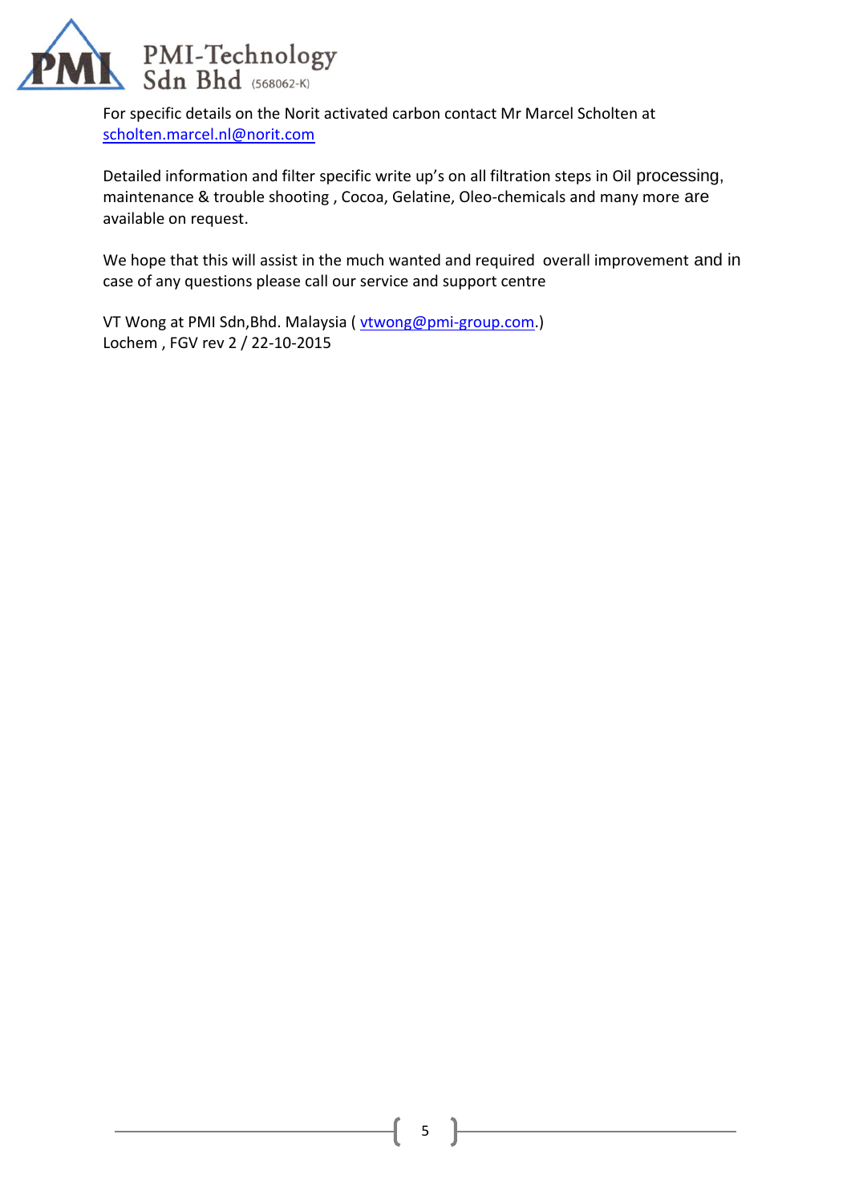For specific details on the Norit activated carbon contact Mr Marcel Scholten at scholten.marcel.nl@norit.com

Detailed information and filter specific write up's on all filtration steps in Oil processing, maintenance & trouble shooting , Cocoa, Gelatine, Oleo-chemicals and many more are available on request.

We hope that this will assist in the much wanted and required overall improvement and in case of any questions please call our service and support centre

VT Wong at PMI Sdn,Bhd. Malaysia ( vtwong@pmi-group.com.)
Lochem , FGV rev 2 / 22-10-2015